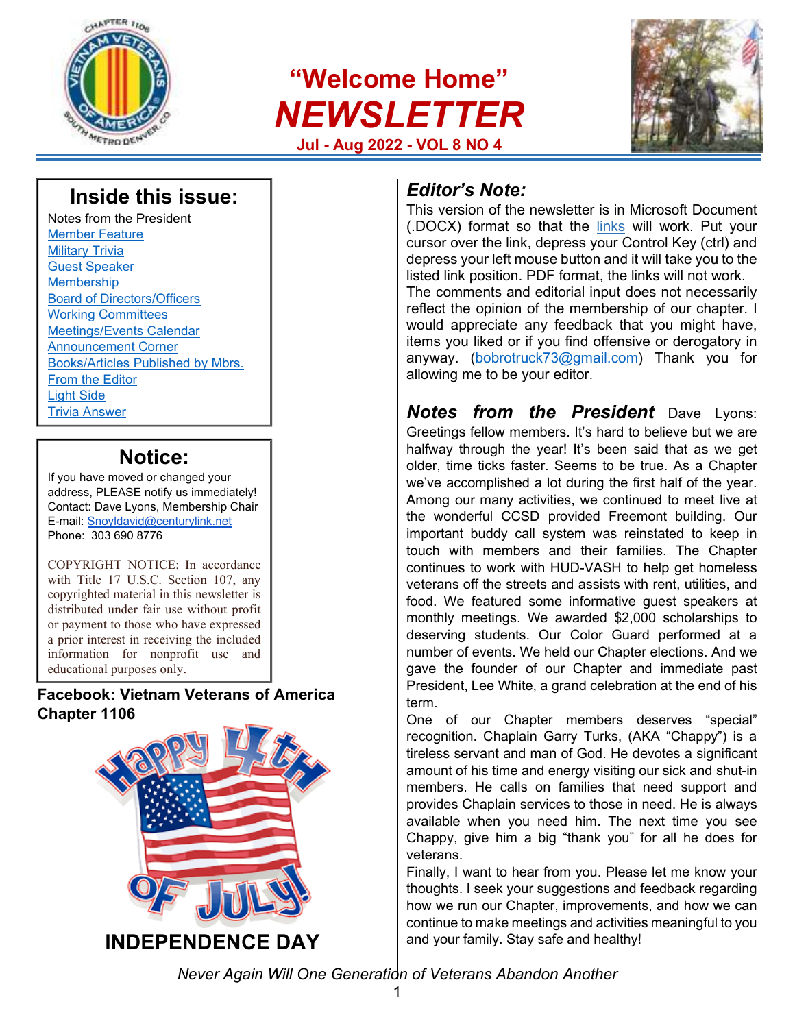# "Welcome Home" NEWSLETTER

**Jul - Aug 2022 - VOL 8 NO 4**

## Inside this issue:

- Notes from the President
- Member Feature
- Military Trivia
- Guest Speaker
- Membership
- Board of Directors/Officers
- Working Committees
- Meetings/Events Calendar
- Announcement Corner
- Books/Articles Published by Mbrs.
- From the Editor
- Light Side
- Trivia Answer

## Notice:

If you have moved or changed your address, PLEASE notify us immediately! Contact: Dave Lyons, Membership Chair
E-mail: Snoyldavid@centurylink.net
Phone: 303 690 8776

COPYRIGHT NOTICE: In accordance with Title 17 U.S.C. Section 107, any copyrighted material in this newsletter is distributed under fair use without profit or payment to those who have expressed a prior interest in receiving the included information for nonprofit use and educational purposes only.

**Facebook: Vietnam Veterans of America Chapter 1106**

**INDEPENDENCE DAY**

## *Editor's Note:*

This version of the newsletter is in Microsoft Document (.DOCX) format so that the links will work. Put your cursor over the link, depress your Control Key (ctrl) and depress your left mouse button and it will take you to the listed link position. PDF format, the links will not work. The comments and editorial input does not necessarily reflect the opinion of the membership of our chapter. I would appreciate any feedback that you might have, items you liked or if you find offensive or derogatory in anyway. (bobrotruck73@gmail.com) Thank you for allowing me to be your editor.

## *Notes from the President* Dave Lyons:

Greetings fellow members. It's hard to believe but we are halfway through the year! It's been said that as we get older, time ticks faster. Seems to be true. As a Chapter we've accomplished a lot during the first half of the year. Among our many activities, we continued to meet live at the wonderful CCSD provided Freemont building. Our important buddy call system was reinstated to keep in touch with members and their families. The Chapter continues to work with HUD-VASH to help get homeless veterans off the streets and assists with rent, utilities, and food. We featured some informative guest speakers at monthly meetings. We awarded $2,000 scholarships to deserving students. Our Color Guard performed at a number of events. We held our Chapter elections. And we gave the founder of our Chapter and immediate past President, Lee White, a grand celebration at the end of his term.

One of our Chapter members deserves "special" recognition. Chaplain Garry Turks, (AKA "Chappy") is a tireless servant and man of God. He devotes a significant amount of his time and energy visiting our sick and shut-in members. He calls on families that need support and provides Chaplain services to those in need. He is always available when you need him. The next time you see Chappy, give him a big "thank you" for all he does for veterans.

Finally, I want to hear from you. Please let me know your thoughts. I seek your suggestions and feedback regarding how we run our Chapter, improvements, and how we can continue to make meetings and activities meaningful to you and your family. Stay safe and healthy!

*Never Again Will One Generation of Veterans Abandon Another*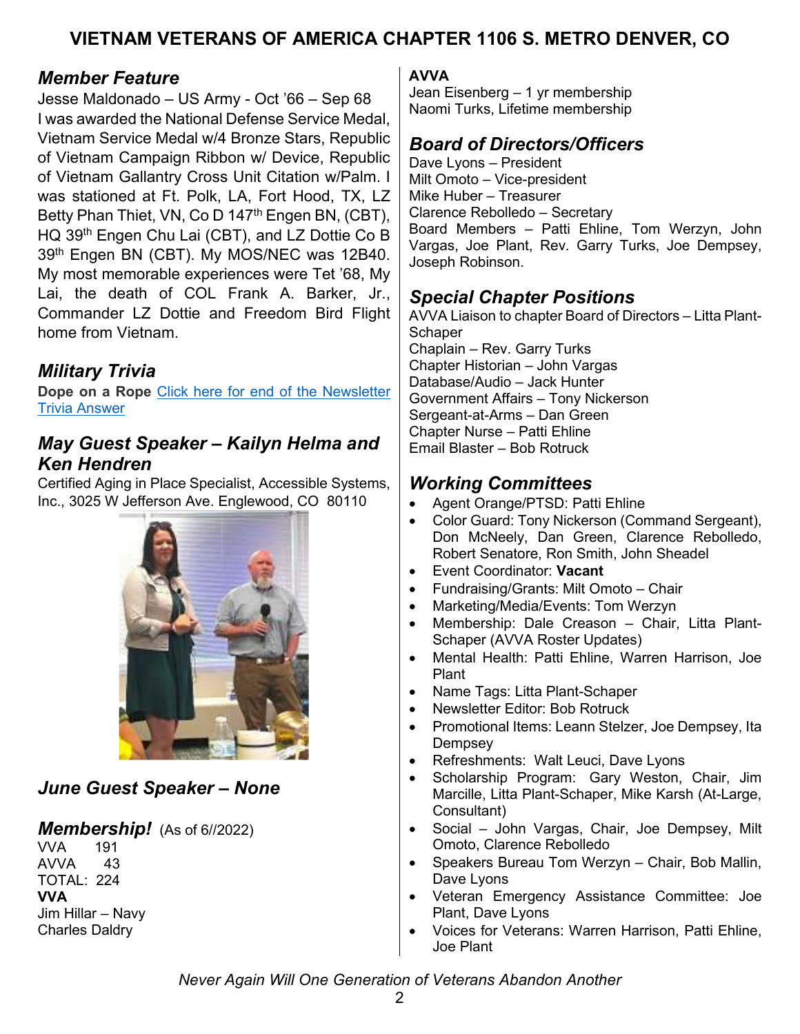# VIETNAM VETERANS OF AMERICA CHAPTER 1106 S. METRO DENVER, CO

## *Member Feature*

Jesse Maldonado – US Army - Oct '66 – Sep 68

I was awarded the National Defense Service Medal, Vietnam Service Medal w/4 Bronze Stars, Republic of Vietnam Campaign Ribbon w/ Device, Republic of Vietnam Gallantry Cross Unit Citation w/Palm. I was stationed at Ft. Polk, LA, Fort Hood, TX, LZ Betty Phan Thiet, VN, Co D 147th Engen BN, (CBT), HQ 39th Engen Chu Lai (CBT), and LZ Dottie Co B 39th Engen BN (CBT). My MOS/NEC was 12B40. My most memorable experiences were Tet '68, My Lai, the death of COL Frank A. Barker, Jr., Commander LZ Dottie and Freedom Bird Flight home from Vietnam.

## *Military Trivia*

**Dope on a Rope** [Click here for end of the Newsletter Trivia Answer]

## *May Guest Speaker – Kailyn Helma and Ken Hendren*

Certified Aging in Place Specialist, Accessible Systems, Inc., 3025 W Jefferson Ave. Englewood, CO 80110

## *June Guest Speaker – None*

## *Membership!* (As of 6//2022)

VVA 191
AVVA 43
TOTAL: 224

**VVA**
Jim Hillar – Navy
Charles Daldry

**AVVA**
Jean Eisenberg – 1 yr membership
Naomi Turks, Lifetime membership

## *Board of Directors/Officers*

Dave Lyons – President
Milt Omoto – Vice-president
Mike Huber – Treasurer
Clarence Rebolledo – Secretary
Board Members – Patti Ehline, Tom Werzyn, John Vargas, Joe Plant, Rev. Garry Turks, Joe Dempsey, Joseph Robinson.

## *Special Chapter Positions*

AVVA Liaison to chapter Board of Directors – Litta Plant-Schaper
Chaplain – Rev. Garry Turks
Chapter Historian – John Vargas
Database/Audio – Jack Hunter
Government Affairs – Tony Nickerson
Sergeant-at-Arms – Dan Green
Chapter Nurse – Patti Ehline
Email Blaster – Bob Rotruck

## *Working Committees*

- Agent Orange/PTSD: Patti Ehline
- Color Guard: Tony Nickerson (Command Sergeant), Don McNeely, Dan Green, Clarence Rebolledo, Robert Senatore, Ron Smith, John Sheadel
- Event Coordinator: **Vacant**
- Fundraising/Grants: Milt Omoto – Chair
- Marketing/Media/Events: Tom Werzyn
- Membership: Dale Creason – Chair, Litta Plant-Schaper (AVVA Roster Updates)
- Mental Health: Patti Ehline, Warren Harrison, Joe Plant
- Name Tags: Litta Plant-Schaper
- Newsletter Editor: Bob Rotruck
- Promotional Items: Leann Stelzer, Joe Dempsey, Ita Dempsey
- Refreshments: Walt Leuci, Dave Lyons
- Scholarship Program: Gary Weston, Chair, Jim Marcille, Litta Plant-Schaper, Mike Karsh (At-Large, Consultant)
- Social – John Vargas, Chair, Joe Dempsey, Milt Omoto, Clarence Rebolledo
- Speakers Bureau Tom Werzyn – Chair, Bob Mallin, Dave Lyons
- Veteran Emergency Assistance Committee: Joe Plant, Dave Lyons
- Voices for Veterans: Warren Harrison, Patti Ehline, Joe Plant

*Never Again Will One Generation of Veterans Abandon Another*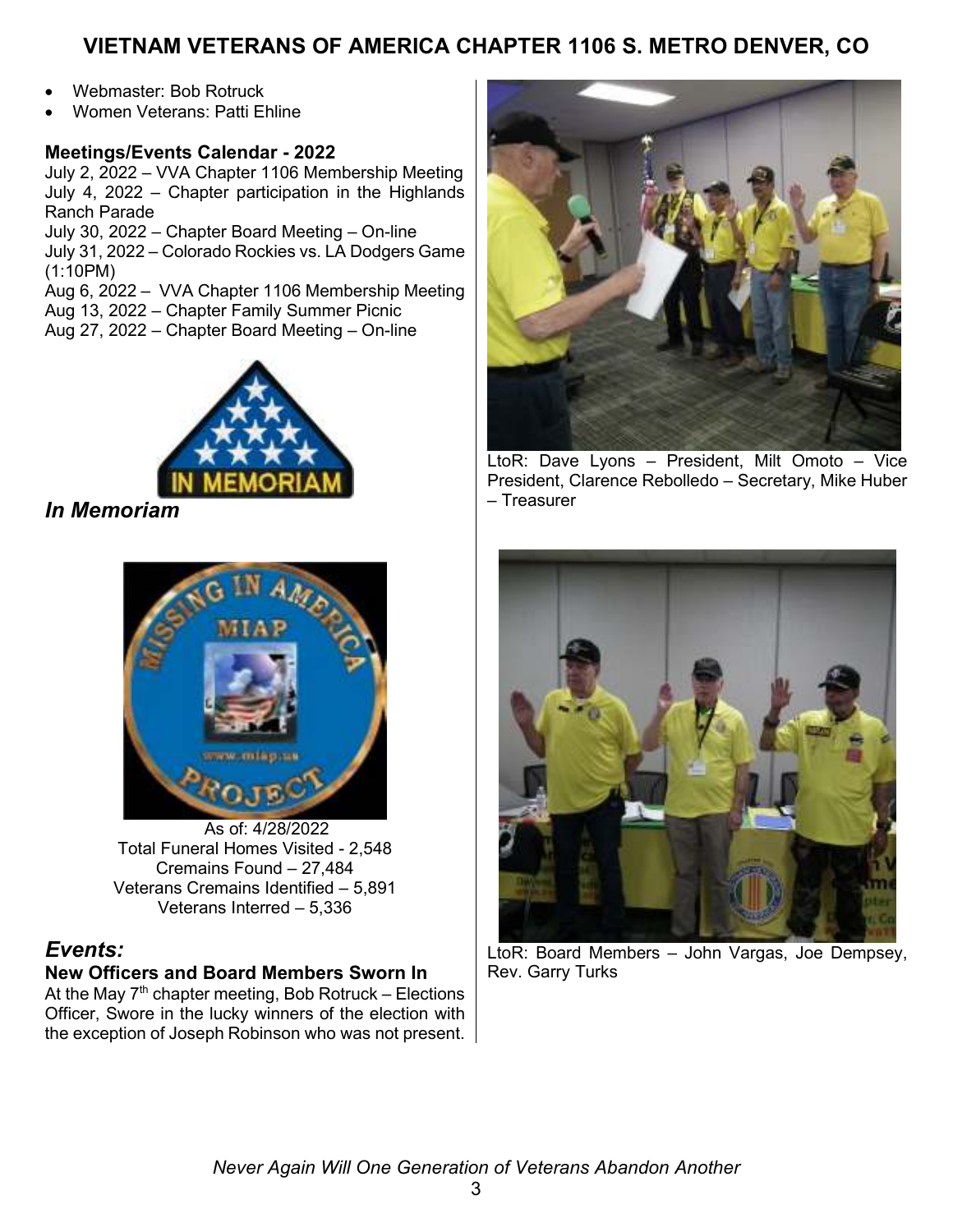- Webmaster: Bob Rotruck
- Women Veterans: Patti Ehline

**Meetings/Events Calendar - 2022**

July 2, 2022 – VVA Chapter 1106 Membership Meeting
July 4, 2022 – Chapter participation in the Highlands Ranch Parade
July 30, 2022 – Chapter Board Meeting – On-line
July 31, 2022 – Colorado Rockies vs. LA Dodgers Game (1:10PM)
Aug 6, 2022 – VVA Chapter 1106 Membership Meeting
Aug 13, 2022 – Chapter Family Summer Picnic
Aug 27, 2022 – Chapter Board Meeting – On-line

IN MEMORIAM

## *In Memoriam*

As of: 4/28/2022
Total Funeral Homes Visited - 2,548
Cremains Found – 27,484
Veterans Cremains Identified – 5,891
Veterans Interred – 5,336

## *Events:*

### New Officers and Board Members Sworn In

At the May 7th chapter meeting, Bob Rotruck – Elections Officer, Swore in the lucky winners of the election with the exception of Joseph Robinson who was not present.

LtoR: Dave Lyons – President, Milt Omoto – Vice President, Clarence Rebolledo – Secretary, Mike Huber – Treasurer

LtoR: Board Members – John Vargas, Joe Dempsey, Rev. Garry Turks

*Never Again Will One Generation of Veterans Abandon Another*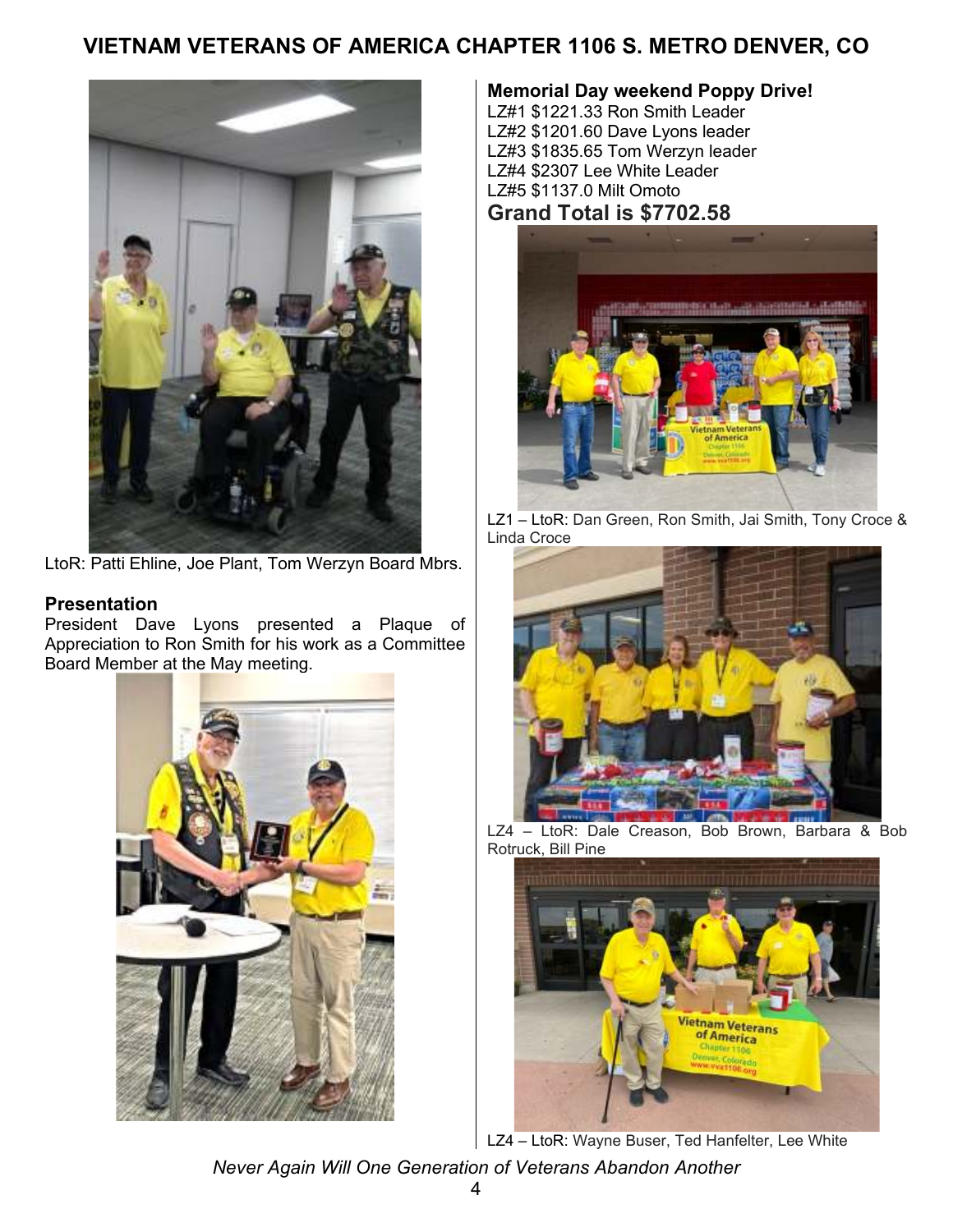# VIETNAM VETERANS OF AMERICA CHAPTER 1106 S. METRO DENVER, CO

LtoR: Patti Ehline, Joe Plant, Tom Werzyn Board Mbrs.

### Presentation

President Dave Lyons presented a Plaque of Appreciation to Ron Smith for his work as a Committee Board Member at the May meeting.

### Memorial Day weekend Poppy Drive!

LZ#1 $1221.33 Ron Smith Leader
LZ#2 $1201.60 Dave Lyons leader
LZ#3 $1835.65 Tom Werzyn leader
LZ#4 $2307 Lee White Leader
LZ#5 $1137.0 Milt Omoto

## Grand Total is $7702.58

LZ1 – LtoR: Dan Green, Ron Smith, Jai Smith, Tony Croce & Linda Croce

LZ4 – LtoR: Dale Creason, Bob Brown, Barbara & Bob Rotruck, Bill Pine

LZ4 – LtoR: Wayne Buser, Ted Hanfelter, Lee White

*Never Again Will One Generation of Veterans Abandon Another*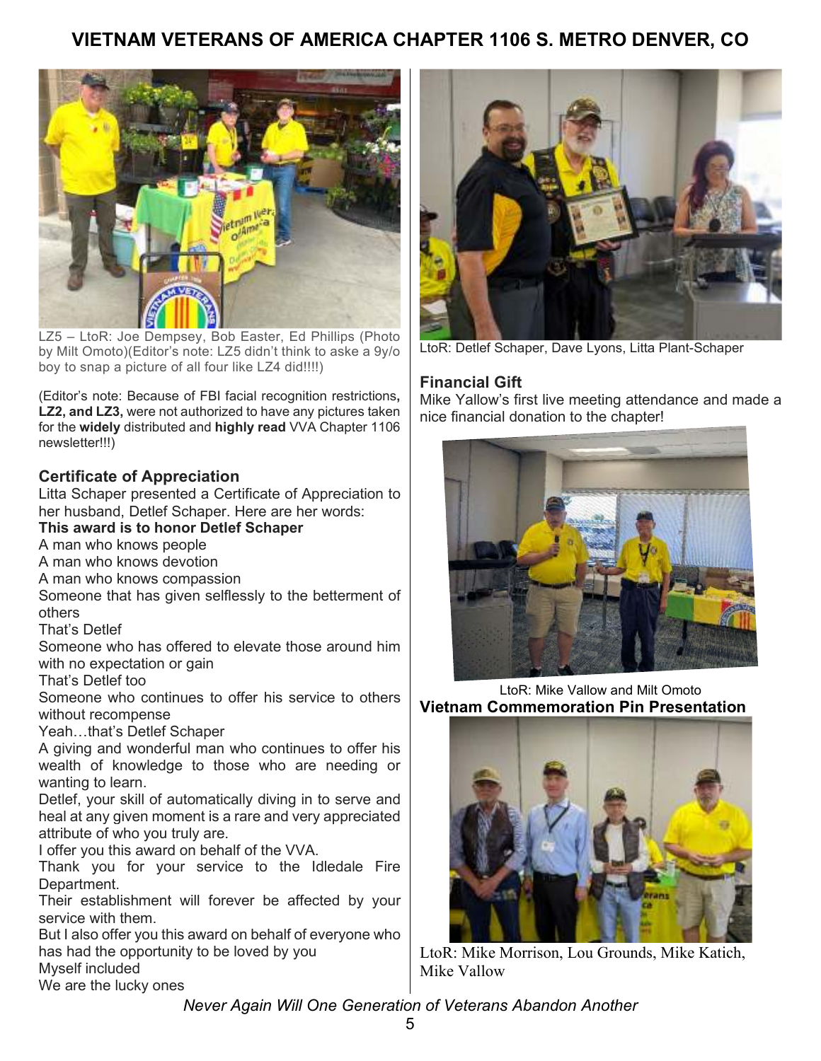LZ5 – LtoR: Joe Dempsey, Bob Easter, Ed Phillips (Photo by Milt Omoto)(Editor's note: LZ5 didn't think to aske a 9y/o boy to snap a picture of all four like LZ4 did!!!!)

(Editor's note: Because of FBI facial recognition restrictions**, LZ2, and LZ3,** were not authorized to have any pictures taken for the **widely** distributed and **highly read** VVA Chapter 1106 newsletter!!!)

### Certificate of Appreciation

Litta Schaper presented a Certificate of Appreciation to her husband, Detlef Schaper. Here are her words:

**This award is to honor Detlef Schaper**

A man who knows people
A man who knows devotion
A man who knows compassion
Someone that has given selflessly to the betterment of others
That's Detlef
Someone who has offered to elevate those around him with no expectation or gain
That's Detlef too
Someone who continues to offer his service to others without recompense
Yeah…that's Detlef Schaper
A giving and wonderful man who continues to offer his wealth of knowledge to those who are needing or wanting to learn.
Detlef, your skill of automatically diving in to serve and heal at any given moment is a rare and very appreciated attribute of who you truly are.
I offer you this award on behalf of the VVA.
Thank you for your service to the Idledale Fire Department.
Their establishment will forever be affected by your service with them.
But I also offer you this award on behalf of everyone who has had the opportunity to be loved by you
Myself included
We are the lucky ones

LtoR: Detlef Schaper, Dave Lyons, Litta Plant-Schaper

### Financial Gift

Mike Yallow's first live meeting attendance and made a nice financial donation to the chapter!

LtoR: Mike Vallow and Milt Omoto

### Vietnam Commemoration Pin Presentation

LtoR: Mike Morrison, Lou Grounds, Mike Katich, Mike Vallow

*Never Again Will One Generation of Veterans Abandon Another*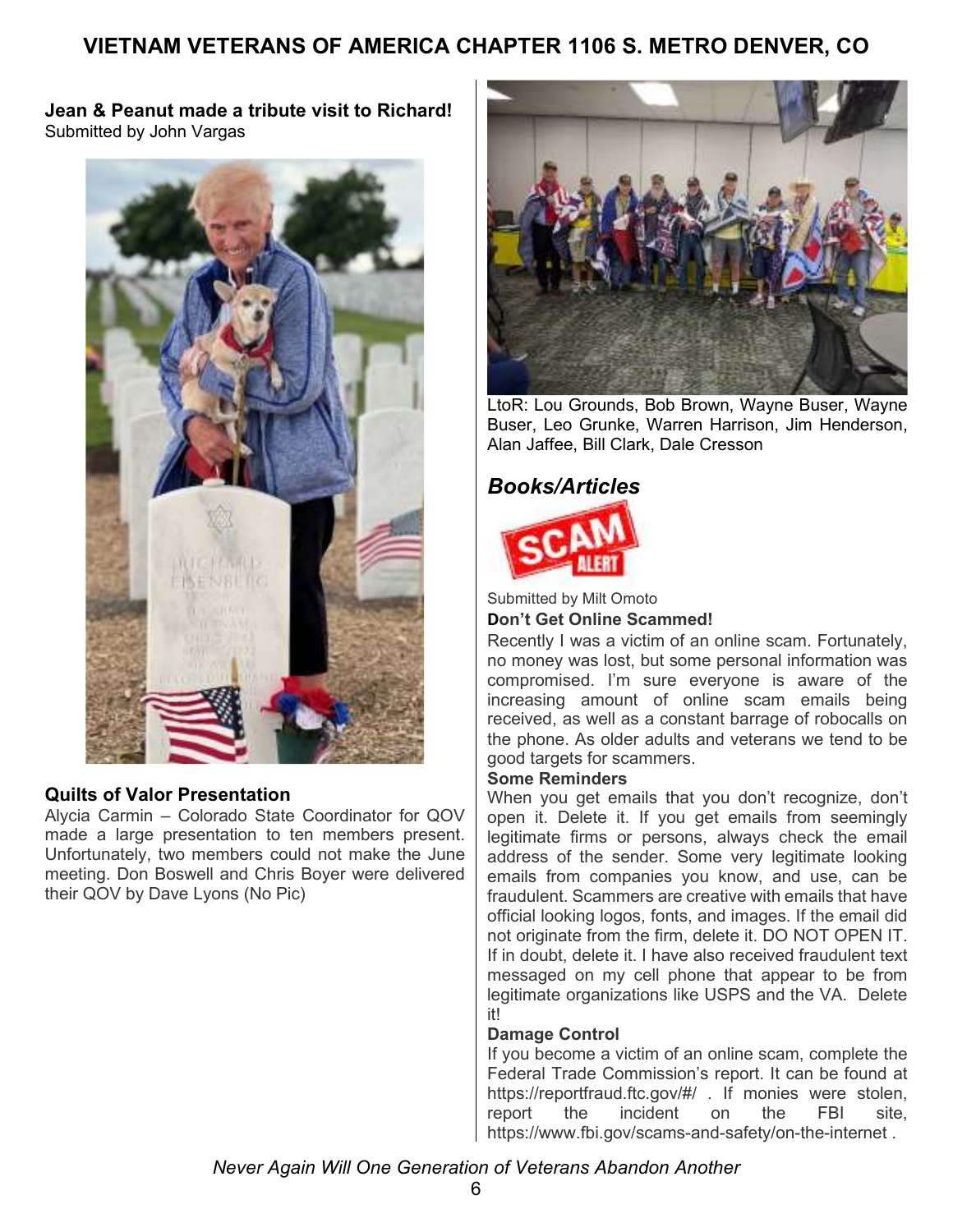**Jean & Peanut made a tribute visit to Richard!**
Submitted by John Vargas

### Quilts of Valor Presentation

Alycia Carmin – Colorado State Coordinator for QOV made a large presentation to ten members present. Unfortunately, two members could not make the June meeting. Don Boswell and Chris Boyer were delivered their QOV by Dave Lyons (No Pic)

LtoR: Lou Grounds, Bob Brown, Wayne Buser, Wayne Buser, Leo Grunke, Warren Harrison, Jim Henderson, Alan Jaffee, Bill Clark, Dale Cresson

## *Books/Articles*

SCAM ALERT

Submitted by Milt Omoto

**Don't Get Online Scammed!**

Recently I was a victim of an online scam. Fortunately, no money was lost, but some personal information was compromised. I'm sure everyone is aware of the increasing amount of online scam emails being received, as well as a constant barrage of robocalls on the phone. As older adults and veterans we tend to be good targets for scammers.

**Some Reminders**

When you get emails that you don't recognize, don't open it. Delete it. If you get emails from seemingly legitimate firms or persons, always check the email address of the sender. Some very legitimate looking emails from companies you know, and use, can be fraudulent. Scammers are creative with emails that have official looking logos, fonts, and images. If the email did not originate from the firm, delete it. DO NOT OPEN IT. If in doubt, delete it. I have also received fraudulent text messaged on my cell phone that appear to be from legitimate organizations like USPS and the VA. Delete it!

**Damage Control**

If you become a victim of an online scam, complete the Federal Trade Commission's report. It can be found at https://reportfraud.ftc.gov/#/ . If monies were stolen, report the incident on the FBI site, https://www.fbi.gov/scams-and-safety/on-the-internet .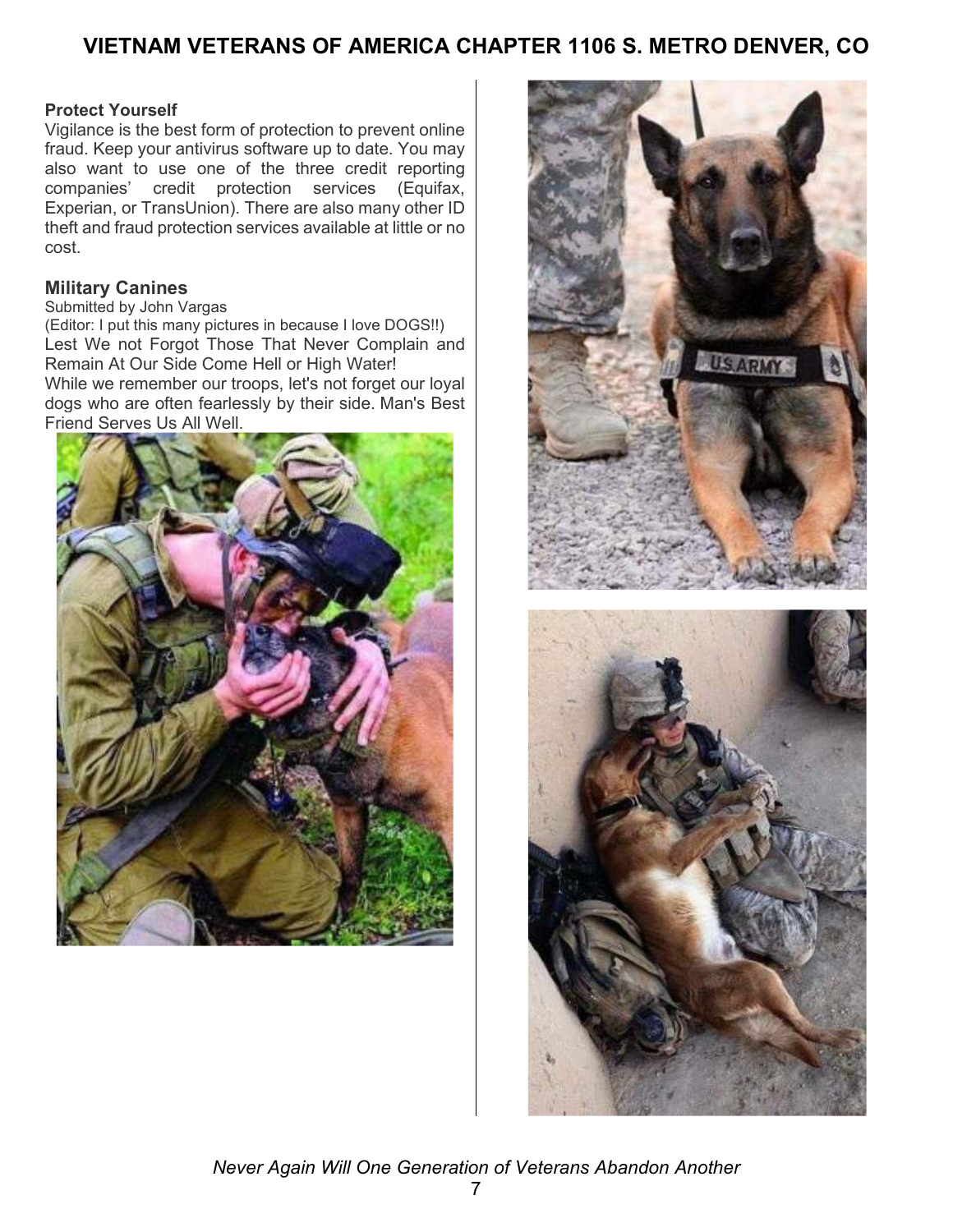### Protect Yourself

Vigilance is the best form of protection to prevent online fraud. Keep your antivirus software up to date. You may also want to use one of the three credit reporting companies' credit protection services (Equifax, Experian, or TransUnion). There are also many other ID theft and fraud protection services available at little or no cost.

## Military Canines

Submitted by John Vargas

(Editor: I put this many pictures in because I love DOGS!!)

Lest We not Forgot Those That Never Complain and Remain At Our Side Come Hell or High Water!

While we remember our troops, let's not forget our loyal dogs who are often fearlessly by their side. Man's Best Friend Serves Us All Well.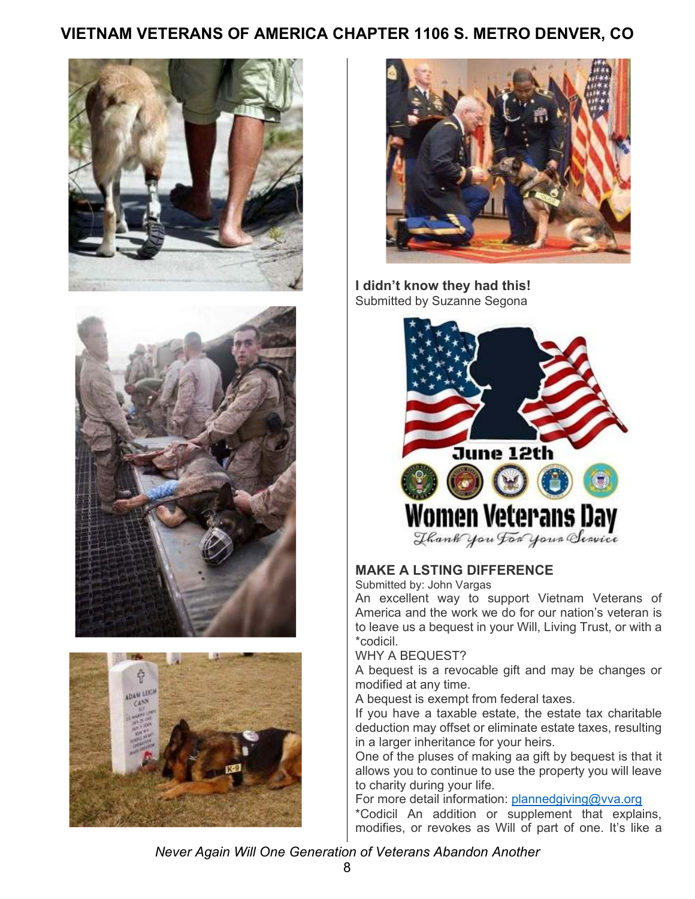**I didn't know they had this!**
Submitted by Suzanne Segona

June 12th

Women Veterans Day

Thank you For your Service

## MAKE A LSTING DIFFERENCE

Submitted by: John Vargas

An excellent way to support Vietnam Veterans of America and the work we do for our nation's veteran is to leave us a bequest in your Will, Living Trust, or with a *codicil.

WHY A BEQUEST?

A bequest is a revocable gift and may be changes or modified at any time.

A bequest is exempt from federal taxes.

If you have a taxable estate, the estate tax charitable deduction may offset or eliminate estate taxes, resulting in a larger inheritance for your heirs.

One of the pluses of making aa gift by bequest is that it allows you to continue to use the property you will leave to charity during your life.

For more detail information: plannedgiving@vva.org

*Codicil An addition or supplement that explains, modifies, or revokes as Will of part of one. It's like a

*Never Again Will One Generation of Veterans Abandon Another*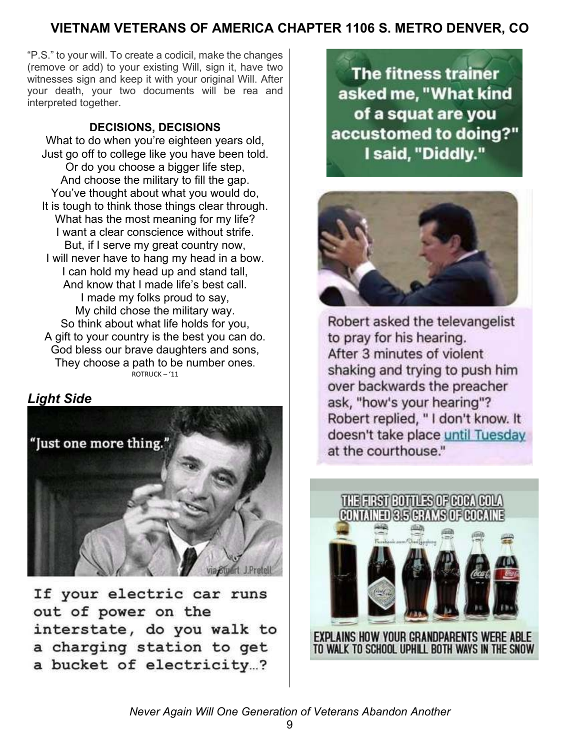"P.S." to your will. To create a codicil, make the changes (remove or add) to your existing Will, sign it, have two witnesses sign and keep it with your original Will. After your death, your two documents will be rea and interpreted together.

### DECISIONS, DECISIONS

What to do when you're eighteen years old,
Just go off to college like you have been told.
Or do you choose a bigger life step,
And choose the military to fill the gap.
You've thought about what you would do,
It is tough to think those things clear through.
What has the most meaning for my life?
I want a clear conscience without strife.
But, if I serve my great country now,
I will never have to hang my head in a bow.
I can hold my head up and stand tall,
And know that I made life's best call.
I made my folks proud to say,
My child chose the military way.
So think about what life holds for you,
A gift to your country is the best you can do.
God bless our brave daughters and sons,
They choose a path to be number ones.

ROTRUCK – '11

## *Light Side*

"Just one more thing."

via Stuart J.Pretell

If your electric car runs out of power on the interstate, do you walk to a charging station to get a bucket of electricity...?

The fitness trainer asked me, "What kind of a squat are you accustomed to doing?" I said, "Diddly."

Robert asked the televangelist to pray for his hearing. After 3 minutes of violent shaking and trying to push him over backwards the preacher ask, "how's your hearing"? Robert replied, " I don't know. It doesn't take place until Tuesday at the courthouse."

THE FIRST BOTTLES OF COCA COLA CONTAINED 3.5 GRAMS OF COCAINE

EXPLAINS HOW YOUR GRANDPARENTS WERE ABLE TO WALK TO SCHOOL UPHILL BOTH WAYS IN THE SNOW

*Never Again Will One Generation of Veterans Abandon Another*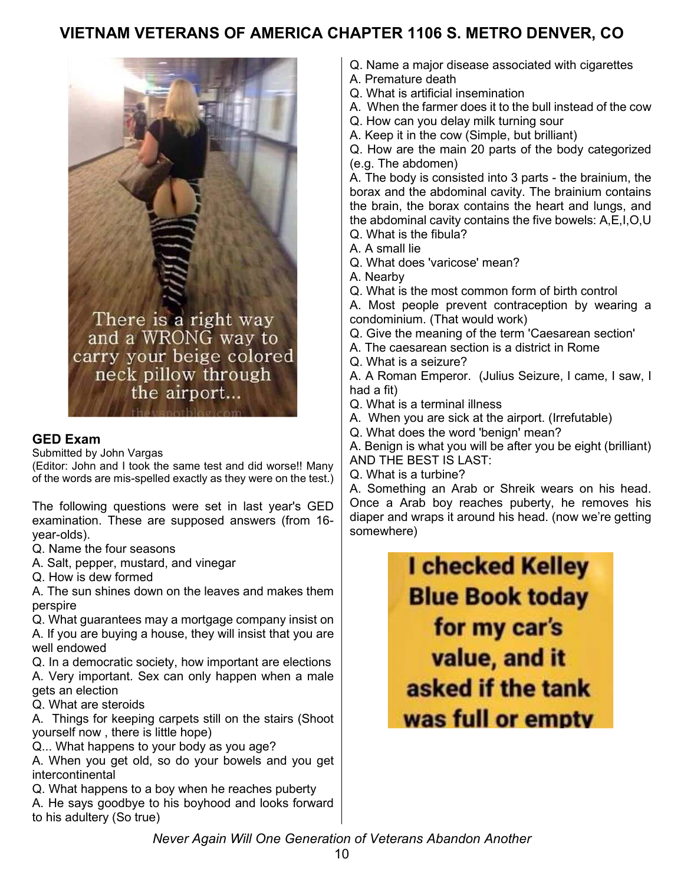There is a right way and a WRONG way to carry your beige colored neck pillow through the airport...

### GED Exam

Submitted by John Vargas

(Editor: John and I took the same test and did worse!! Many of the words are mis-spelled exactly as they were on the test.)

The following questions were set in last year's GED examination. These are supposed answers (from 16-year-olds).

Q. Name the four seasons
A. Salt, pepper, mustard, and vinegar

Q. How is dew formed
A. The sun shines down on the leaves and makes them perspire

Q. What guarantees may a mortgage company insist on
A. If you are buying a house, they will insist that you are well endowed

Q. In a democratic society, how important are elections
A. Very important. Sex can only happen when a male gets an election

Q. What are steroids
A. Things for keeping carpets still on the stairs (Shoot yourself now , there is little hope)

Q... What happens to your body as you age?
A. When you get old, so do your bowels and you get intercontinental

Q. What happens to a boy when he reaches puberty
A. He says goodbye to his boyhood and looks forward to his adultery (So true)

Q. Name a major disease associated with cigarettes
A. Premature death

Q. What is artificial insemination
A. When the farmer does it to the bull instead of the cow

Q. How can you delay milk turning sour
A. Keep it in the cow (Simple, but brilliant)

Q. How are the main 20 parts of the body categorized (e.g. The abdomen)
A. The body is consisted into 3 parts - the brainium, the borax and the abdominal cavity. The brainium contains the brain, the borax contains the heart and lungs, and the abdominal cavity contains the five bowels: A,E,I,O,U

Q. What is the fibula?
A. A small lie

Q. What does 'varicose' mean?
A. Nearby

Q. What is the most common form of birth control
A. Most people prevent contraception by wearing a condominium. (That would work)

Q. Give the meaning of the term 'Caesarean section'
A. The caesarean section is a district in Rome

Q. What is a seizure?
A. A Roman Emperor. (Julius Seizure, I came, I saw, I had a fit)

Q. What is a terminal illness
A. When you are sick at the airport. (Irrefutable)

Q. What does the word 'benign' mean?
A. Benign is what you will be after you be eight (brilliant)

AND THE BEST IS LAST:

Q. What is a turbine?
A. Something an Arab or Shreik wears on his head. Once a Arab boy reaches puberty, he removes his diaper and wraps it around his head. (now we're getting somewhere)

**I checked Kelley Blue Book today for my car's value, and it asked if the tank was full or empty**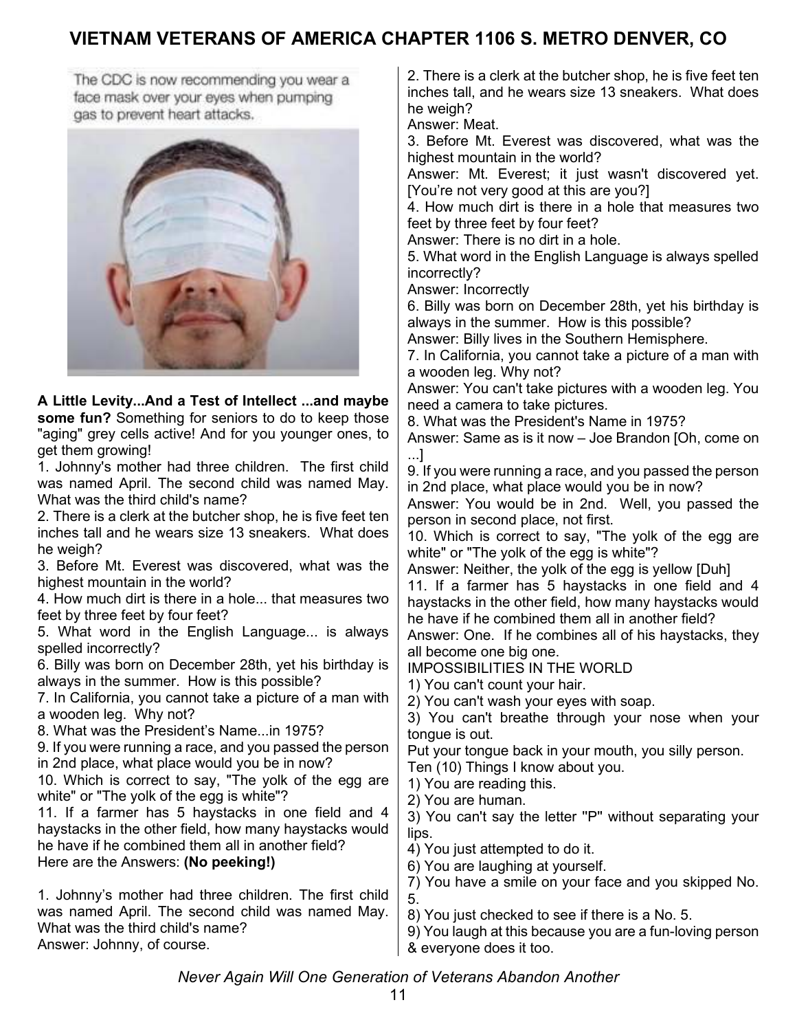The CDC is now recommending you wear a face mask over your eyes when pumping gas to prevent heart attacks.

**A Little Levity...And a Test of Intellect ...and maybe some fun?** Something for seniors to do to keep those "aging" grey cells active! And for you younger ones, to get them growing!

1. Johnny's mother had three children. The first child was named April. The second child was named May. What was the third child's name?
2. There is a clerk at the butcher shop, he is five feet ten inches tall and he wears size 13 sneakers. What does he weigh?
3. Before Mt. Everest was discovered, what was the highest mountain in the world?
4. How much dirt is there in a hole... that measures two feet by three feet by four feet?
5. What word in the English Language... is always spelled incorrectly?
6. Billy was born on December 28th, yet his birthday is always in the summer. How is this possible?
7. In California, you cannot take a picture of a man with a wooden leg. Why not?
8. What was the President's Name...in 1975?
9. If you were running a race, and you passed the person in 2nd place, what place would you be in now?
10. Which is correct to say, "The yolk of the egg are white" or "The yolk of the egg is white"?
11. If a farmer has 5 haystacks in one field and 4 haystacks in the other field, how many haystacks would he have if he combined them all in another field?

Here are the Answers: **(No peeking!)**

1. Johnny's mother had three children. The first child was named April. The second child was named May. What was the third child's name?
Answer: Johnny, of course.
2. There is a clerk at the butcher shop, he is five feet ten inches tall, and he wears size 13 sneakers. What does he weigh?
Answer: Meat.
3. Before Mt. Everest was discovered, what was the highest mountain in the world?
Answer: Mt. Everest; it just wasn't discovered yet. [You're not very good at this are you?]
4. How much dirt is there in a hole that measures two feet by three feet by four feet?
Answer: There is no dirt in a hole.
5. What word in the English Language is always spelled incorrectly?
Answer: Incorrectly
6. Billy was born on December 28th, yet his birthday is always in the summer. How is this possible?
Answer: Billy lives in the Southern Hemisphere.
7. In California, you cannot take a picture of a man with a wooden leg. Why not?
Answer: You can't take pictures with a wooden leg. You need a camera to take pictures.
8. What was the President's Name in 1975?
Answer: Same as is it now – Joe Brandon [Oh, come on ...]
9. If you were running a race, and you passed the person in 2nd place, what place would you be in now?
Answer: You would be in 2nd. Well, you passed the person in second place, not first.
10. Which is correct to say, "The yolk of the egg are white" or "The yolk of the egg is white"?
Answer: Neither, the yolk of the egg is yellow [Duh]
11. If a farmer has 5 haystacks in one field and 4 haystacks in the other field, how many haystacks would he have if he combined them all in another field?
Answer: One. If he combines all of his haystacks, they all become one big one.

IMPOSSIBILITIES IN THE WORLD

1) You can't count your hair.
2) You can't wash your eyes with soap.
3) You can't breathe through your nose when your tongue is out.

Put your tongue back in your mouth, you silly person.

Ten (10) Things I know about you.

1) You are reading this.
2) You are human.
3) You can't say the letter "P" without separating your lips.
4) You just attempted to do it.
6) You are laughing at yourself.
7) You have a smile on your face and you skipped No. 5.
8) You just checked to see if there is a No. 5.
9) You laugh at this because you are a fun-loving person & everyone does it too.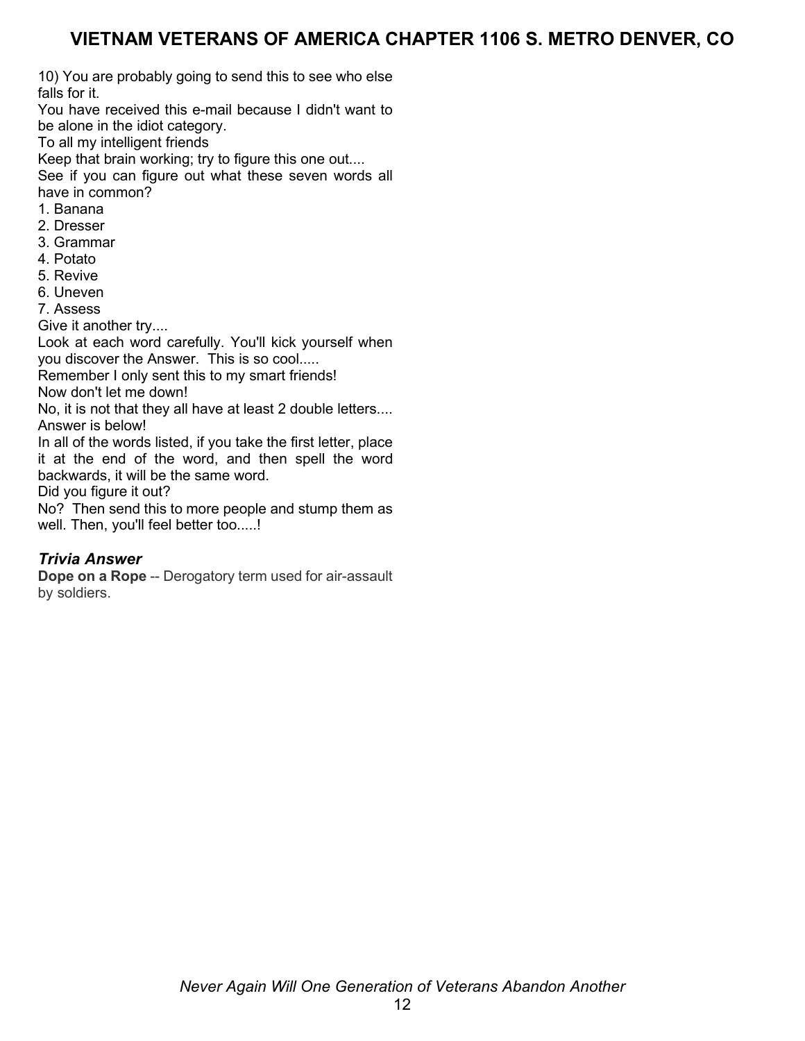10) You are probably going to send this to see who else falls for it.

You have received this e-mail because I didn't want to be alone in the idiot category.

To all my intelligent friends

Keep that brain working; try to figure this one out....

See if you can figure out what these seven words all have in common?

1. Banana
2. Dresser
3. Grammar
4. Potato
5. Revive
6. Uneven
7. Assess

Give it another try....

Look at each word carefully. You'll kick yourself when you discover the Answer. This is so cool.....

Remember I only sent this to my smart friends!

Now don't let me down!

No, it is not that they all have at least 2 double letters....

Answer is below!

In all of the words listed, if you take the first letter, place it at the end of the word, and then spell the word backwards, it will be the same word.

Did you figure it out?

No? Then send this to more people and stump them as well. Then, you'll feel better too.....!

### *Trivia Answer*

**Dope on a Rope** -- Derogatory term used for air-assault by soldiers.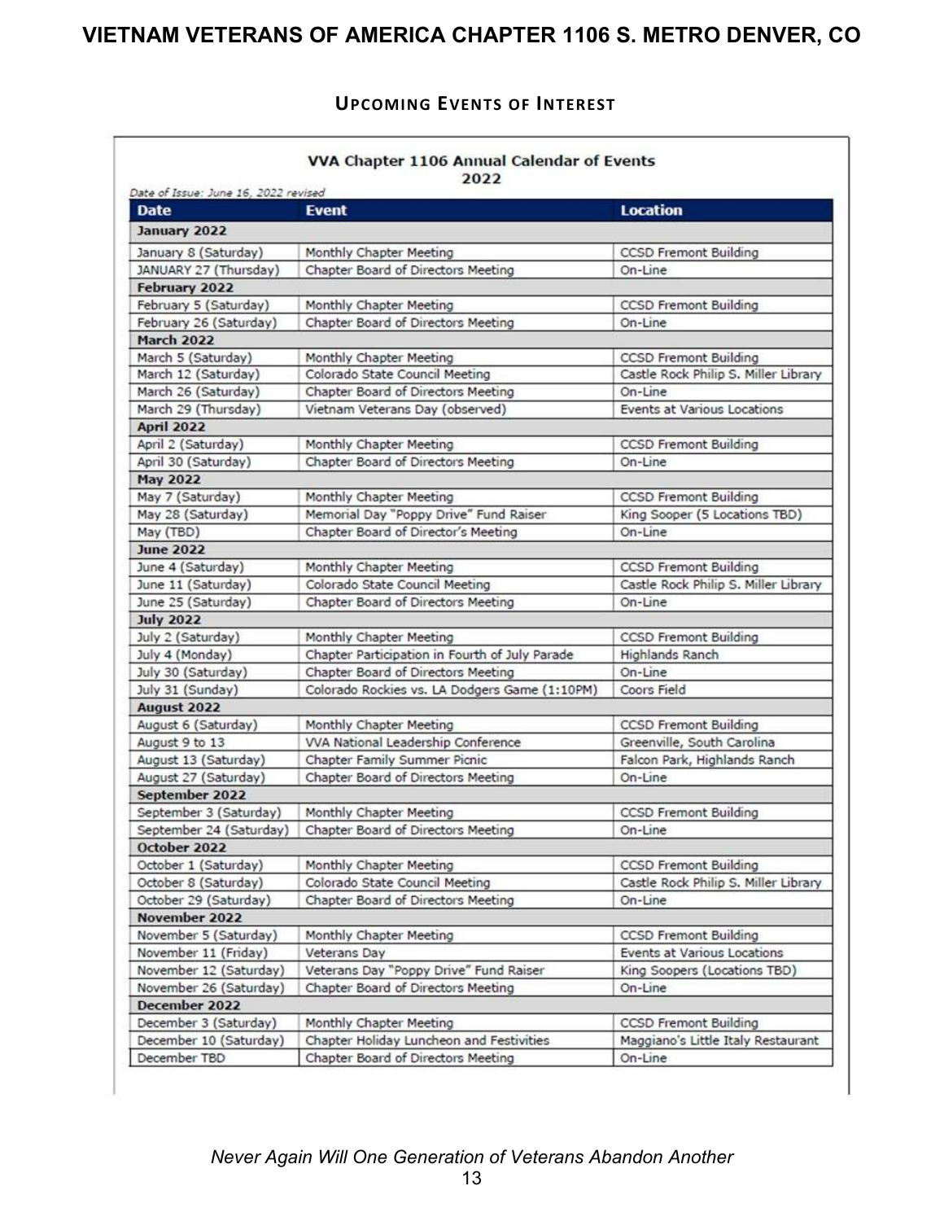## Upcoming Events of Interest

### VVA Chapter 1106 Annual Calendar of Events 2022

*Date of Issue: June 16, 2022 revised*

| Date | Event | Location |
|---|---|---|
| **January 2022** | | |
| January 8 (Saturday) | Monthly Chapter Meeting | CCSD Fremont Building |
| JANUARY 27 (Thursday) | Chapter Board of Directors Meeting | On-Line |
| **February 2022** | | |
| February 5 (Saturday) | Monthly Chapter Meeting | CCSD Fremont Building |
| February 26 (Saturday) | Chapter Board of Directors Meeting | On-Line |
| **March 2022** | | |
| March 5 (Saturday) | Monthly Chapter Meeting | CCSD Fremont Building |
| March 12 (Saturday) | Colorado State Council Meeting | Castle Rock Philip S. Miller Library |
| March 26 (Saturday) | Chapter Board of Directors Meeting | On-Line |
| March 29 (Thursday) | Vietnam Veterans Day (observed) | Events at Various Locations |
| **April 2022** | | |
| April 2 (Saturday) | Monthly Chapter Meeting | CCSD Fremont Building |
| April 30 (Saturday) | Chapter Board of Directors Meeting | On-Line |
| **May 2022** | | |
| May 7 (Saturday) | Monthly Chapter Meeting | CCSD Fremont Building |
| May 28 (Saturday) | Memorial Day "Poppy Drive" Fund Raiser | King Sooper (5 Locations TBD) |
| May (TBD) | Chapter Board of Director's Meeting | On-Line |
| **June 2022** | | |
| June 4 (Saturday) | Monthly Chapter Meeting | CCSD Fremont Building |
| June 11 (Saturday) | Colorado State Council Meeting | Castle Rock Philip S. Miller Library |
| June 25 (Saturday) | Chapter Board of Directors Meeting | On-Line |
| **July 2022** | | |
| July 2 (Saturday) | Monthly Chapter Meeting | CCSD Fremont Building |
| July 4 (Monday) | Chapter Participation in Fourth of July Parade | Highlands Ranch |
| July 30 (Saturday) | Chapter Board of Directors Meeting | On-Line |
| July 31 (Sunday) | Colorado Rockies vs. LA Dodgers Game (1:10PM) | Coors Field |
| **August 2022** | | |
| August 6 (Saturday) | Monthly Chapter Meeting | CCSD Fremont Building |
| August 9 to 13 | VVA National Leadership Conference | Greenville, South Carolina |
| August 13 (Saturday) | Chapter Family Summer Picnic | Falcon Park, Highlands Ranch |
| August 27 (Saturday) | Chapter Board of Directors Meeting | On-Line |
| **September 2022** | | |
| September 3 (Saturday) | Monthly Chapter Meeting | CCSD Fremont Building |
| September 24 (Saturday) | Chapter Board of Directors Meeting | On-Line |
| **October 2022** | | |
| October 1 (Saturday) | Monthly Chapter Meeting | CCSD Fremont Building |
| October 8 (Saturday) | Colorado State Council Meeting | Castle Rock Philip S. Miller Library |
| October 29 (Saturday) | Chapter Board of Directors Meeting | On-Line |
| **November 2022** | | |
| November 5 (Saturday) | Monthly Chapter Meeting | CCSD Fremont Building |
| November 11 (Friday) | Veterans Day | Events at Various Locations |
| November 12 (Saturday) | Veterans Day "Poppy Drive" Fund Raiser | King Soopers (Locations TBD) |
| November 26 (Saturday) | Chapter Board of Directors Meeting | On-Line |
| **December 2022** | | |
| December 3 (Saturday) | Monthly Chapter Meeting | CCSD Fremont Building |
| December 10 (Saturday) | Chapter Holiday Luncheon and Festivities | Maggiano's Little Italy Restaurant |
| December TBD | Chapter Board of Directors Meeting | On-Line |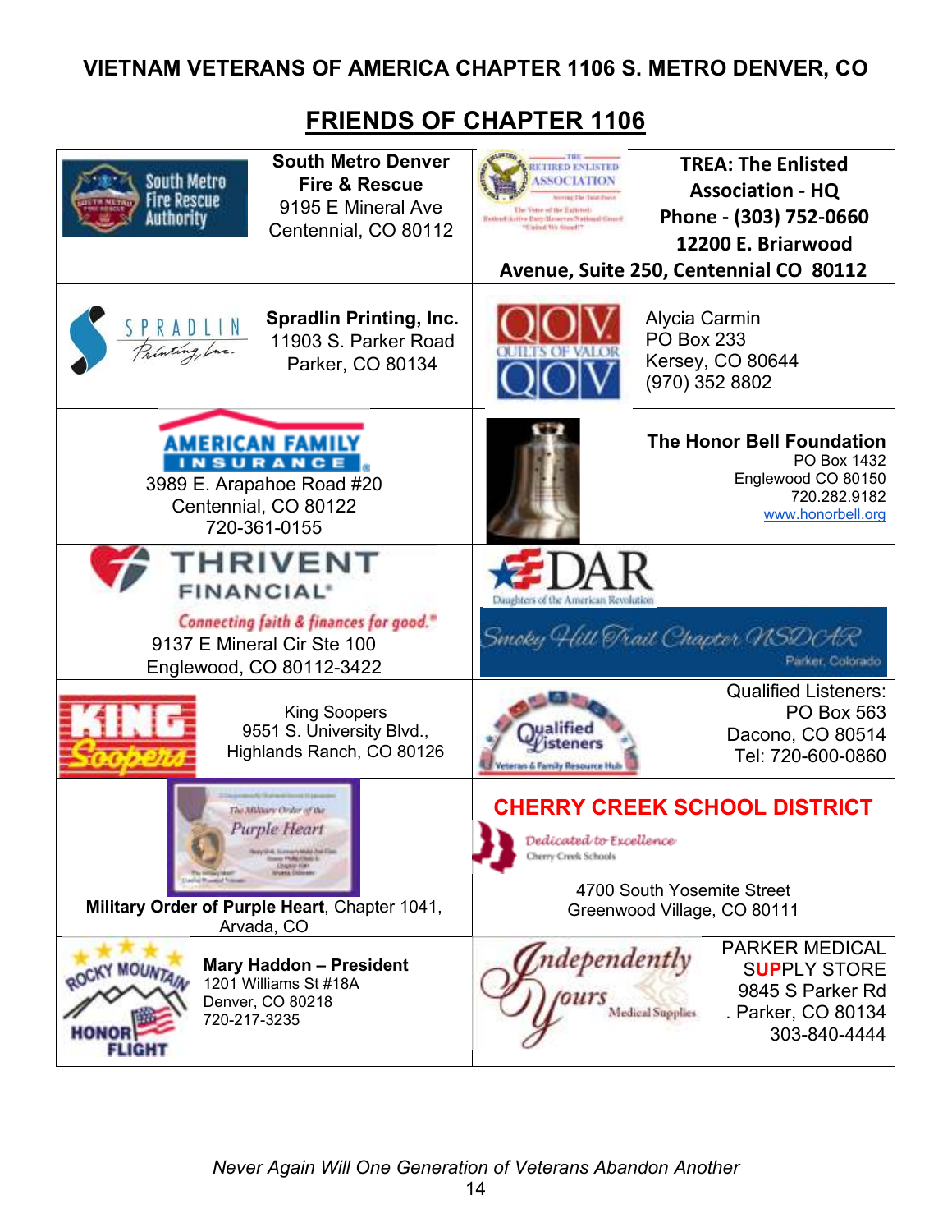# VIETNAM VETERANS OF AMERICA CHAPTER 1106 S. METRO DENVER, CO

## FRIENDS OF CHAPTER 1106

**South Metro Denver Fire & Rescue**
9195 E Mineral Ave
Centennial, CO 80112

**TREA: The Enlisted Association - HQ**
**Phone - (303) 752-0660**
**12200 E. Briarwood Avenue, Suite 250, Centennial CO 80112**

**Spradlin Printing, Inc.**
11903 S. Parker Road
Parker, CO 80134

Alycia Carmin
PO Box 233
Kersey, CO 80644
(970) 352 8802

AMERICAN FAMILY INSURANCE
3989 E. Arapahoe Road #20
Centennial, CO 80122
720-361-0155

**The Honor Bell Foundation**
PO Box 1432
Englewood CO 80150
720.282.9182
www.honorbell.org

THRIVENT FINANCIAL
Connecting faith & finances for good.
9137 E Mineral Cir Ste 100
Englewood, CO 80112-3422

DAR
Daughters of the American Revolution
Smoky Hill Trail Chapter NSDAR
Parker, Colorado

King Soopers
9551 S. University Blvd.,
Highlands Ranch, CO 80126

Qualified Listeners:
PO Box 563
Dacono, CO 80514
Tel: 720-600-0860

**Military Order of Purple Heart**, Chapter 1041, Arvada, CO

**CHERRY CREEK SCHOOL DISTRICT**
Dedicated to Excellence
Cherry Creek Schools
4700 South Yosemite Street
Greenwood Village, CO 80111

Rocky Mountain Honor Flight
**Mary Haddon – President**
1201 Williams St #18A
Denver, CO 80218
720-217-3235

Independently Yours Medical Supplies
PARKER MEDICAL SUPPLY STORE
9845 S Parker Rd
. Parker, CO 80134
303-840-4444

*Never Again Will One Generation of Veterans Abandon Another*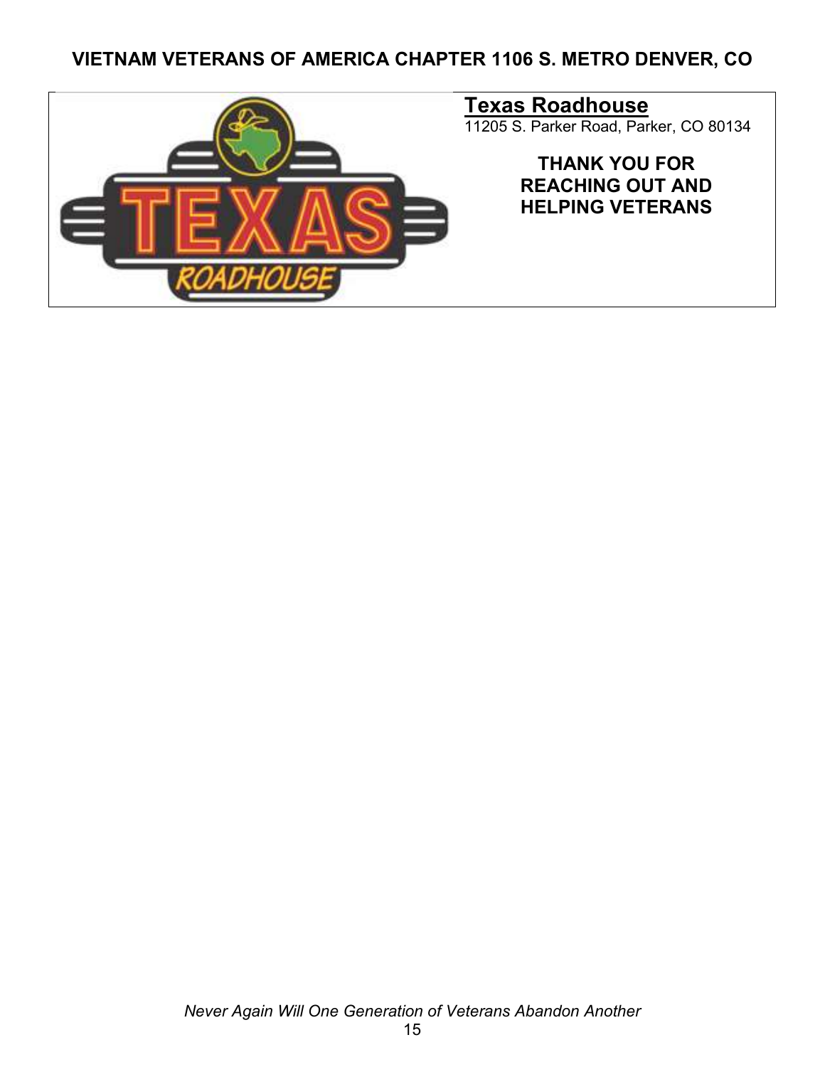## Texas Roadhouse

11205 S. Parker Road, Parker, CO 80134

**THANK YOU FOR REACHING OUT AND HELPING VETERANS**

*Never Again Will One Generation of Veterans Abandon Another*